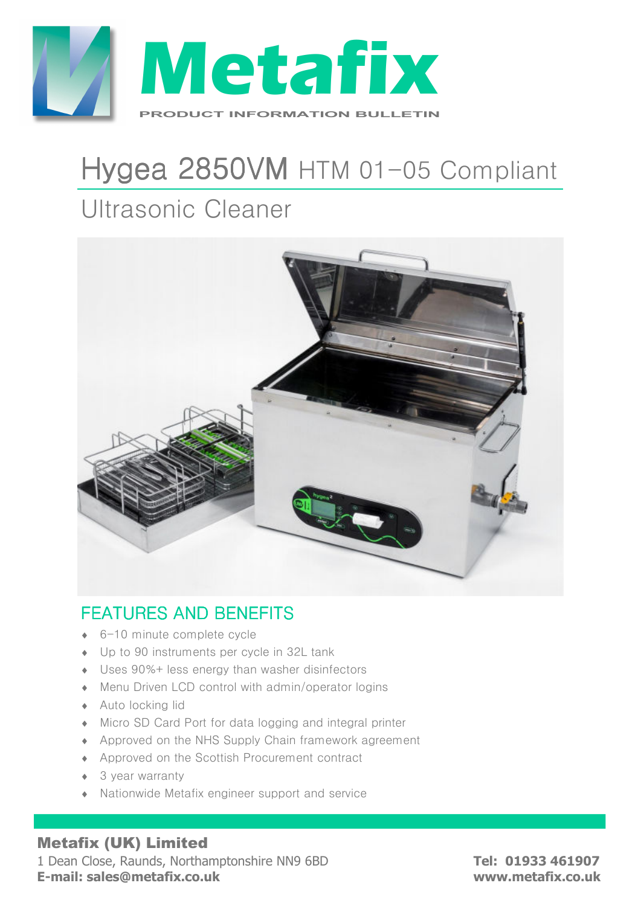# Metafix

PRODUCT INFORMATION BULLETIN

# Hygea 2850VM HTM 01–05 Compliant

## Ultrasonic Cleaner

## FEATURES AND BENEFITS

- 6–10 minute complete cycle
- Up to 90 instruments per cycle in 32L tank
- Uses 90%+ less energy than washer disinfectors
- Menu Driven LCD control with admin/operator logins
- Auto locking lid
- Micro SD Card Port for data logging and integral printer
- Approved on the NHS Supply Chain framework agreement
- Approved on the Scottish Procurement contract
- 3 year warranty
- Nationwide Metafix engineer support and service

**Metafix (UK) Limited**
1 Dean Close, Raunds, Northamptonshire NN9 6BD
**E-mail: sales@metafix.co.uk**

**Tel: 01933 461907**
**www.metafix.co.uk**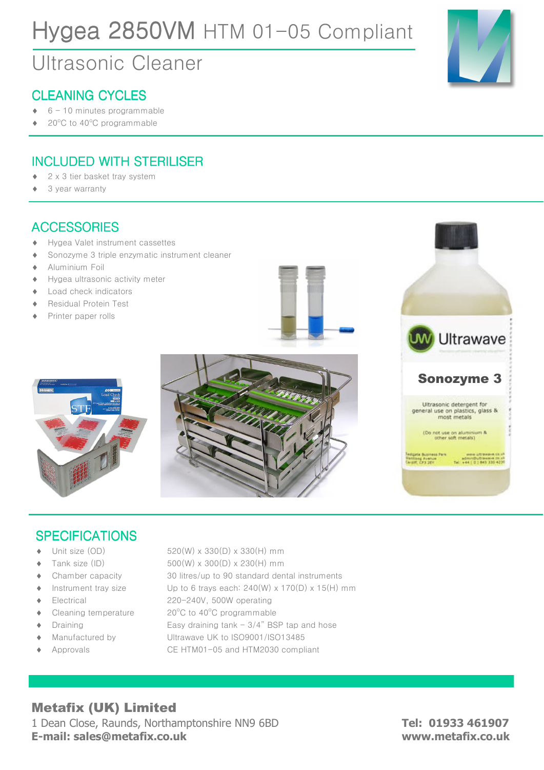# Hygea 2850VM HTM 01–05 Compliant

## Ultrasonic Cleaner

### CLEANING CYCLES

- 6 – 10 minutes programmable
- 20°C to 40°C programmable

### INCLUDED WITH STERILISER

- 2 x 3 tier basket tray system
- 3 year warranty

### ACCESSORIES

- Hygea Valet instrument cassettes
- Sonozyme 3 triple enzymatic instrument cleaner
- Aluminium Foil
- Hygea ultrasonic activity meter
- Load check indicators
- Residual Protein Test
- Printer paper rolls

### SPECIFICATIONS

| | |
|---|---|
| Unit size (OD) | 520(W) x 330(D) x 330(H) mm |
| Tank size (ID) | 500(W) x 300(D) x 230(H) mm |
| Chamber capacity | 30 litres/up to 90 standard dental instruments |
| Instrument tray size | Up to 6 trays each: 240(W) x 170(D) x 15(H) mm |
| Electrical | 220–240V, 500W operating |
| Cleaning temperature | 20°C to 40°C programmable |
| Draining | Easy draining tank – 3/4" BSP tap and hose |
| Manufactured by | Ultrawave UK to ISO9001/ISO13485 |
| Approvals | CE HTM01–05 and HTM2030 compliant |

**Metafix (UK) Limited**
1 Dean Close, Raunds, Northamptonshire NN9 6BD
**E-mail: sales@metafix.co.uk**

**Tel: 01933 461907**
**www.metafix.co.uk**